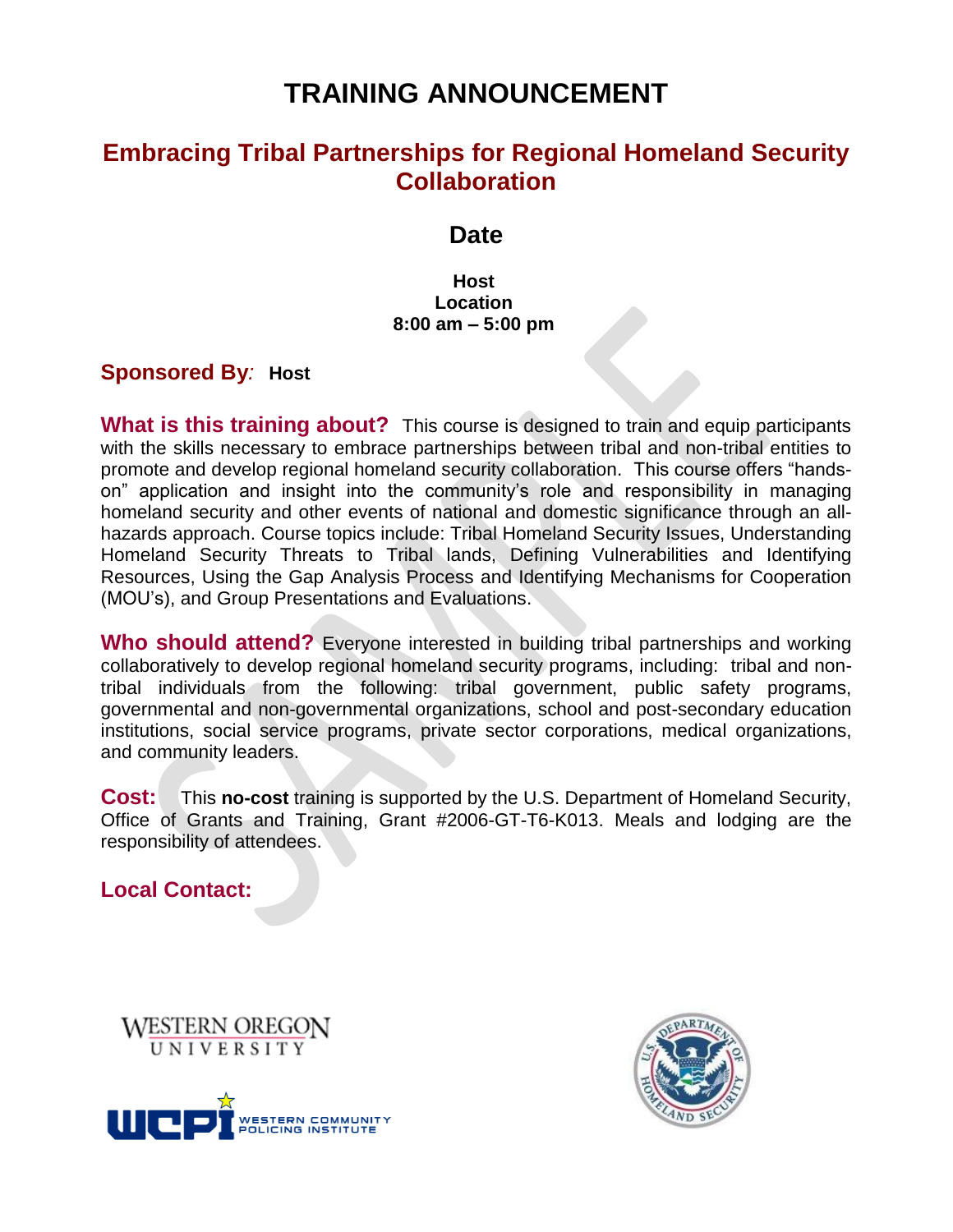# TRAINING ANNOUNCEMENT

## Embracing Tribal Partnerships for Regional Homeland Security Collaboration

### Date

**Host**
**Location**
**8:00 am – 5:00 pm**

**Sponsored By:** **Host**

**What is this training about?** This course is designed to train and equip participants with the skills necessary to embrace partnerships between tribal and non-tribal entities to promote and develop regional homeland security collaboration. This course offers "hands-on" application and insight into the community's role and responsibility in managing homeland security and other events of national and domestic significance through an all-hazards approach. Course topics include: Tribal Homeland Security Issues, Understanding Homeland Security Threats to Tribal lands, Defining Vulnerabilities and Identifying Resources, Using the Gap Analysis Process and Identifying Mechanisms for Cooperation (MOU's), and Group Presentations and Evaluations.

**Who should attend?** Everyone interested in building tribal partnerships and working collaboratively to develop regional homeland security programs, including: tribal and non-tribal individuals from the following: tribal government, public safety programs, governmental and non-governmental organizations, school and post-secondary education institutions, social service programs, private sector corporations, medical organizations, and community leaders.

**Cost:** This **no-cost** training is supported by the U.S. Department of Homeland Security, Office of Grants and Training, Grant #2006-GT-T6-K013. Meals and lodging are the responsibility of attendees.

**Local Contact:**

WESTERN OREGON UNIVERSITY

WCPI WESTERN COMMUNITY POLICING INSTITUTE

U.S. DEPARTMENT OF HOMELAND SECURITY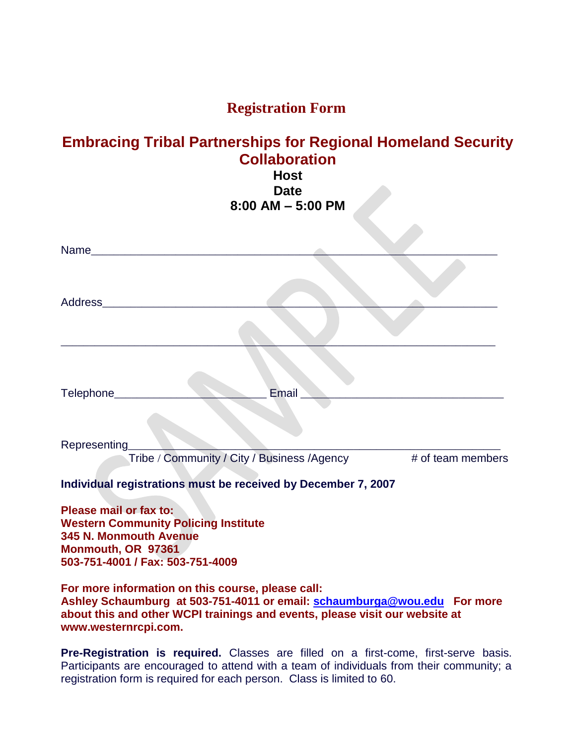# Registration Form

## Embracing Tribal Partnerships for Regional Homeland Security Collaboration

**Host**
**Date**
**8:00 AM – 5:00 PM**

Name________________________________________________________________

Address______________________________________________________________

_____________________________________________________________________

Telephone________________________ Email ________________________________

Representing__________________________________________________________
Tribe / Community / City / Business /Agency # of team members

**Individual registrations must be received by December 7, 2007**

**Please mail or fax to:**
**Western Community Policing Institute**
**345 N. Monmouth Avenue**
**Monmouth, OR 97361**
**503-751-4001 / Fax: 503-751-4009**

**For more information on this course, please call:**
**Ashley Schaumburg at 503-751-4011 or email: schaumburga@wou.edu For more about this and other WCPI trainings and events, please visit our website at www.westernrcpi.com.**

**Pre-Registration is required.** Classes are filled on a first-come, first-serve basis. Participants are encouraged to attend with a team of individuals from their community; a registration form is required for each person. Class is limited to 60.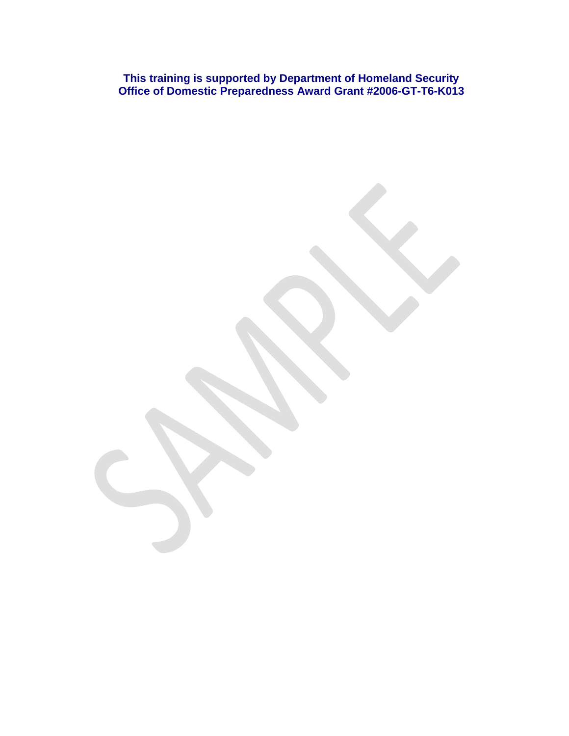**This training is supported by Department of Homeland Security Office of Domestic Preparedness Award Grant #2006-GT-T6-K013**